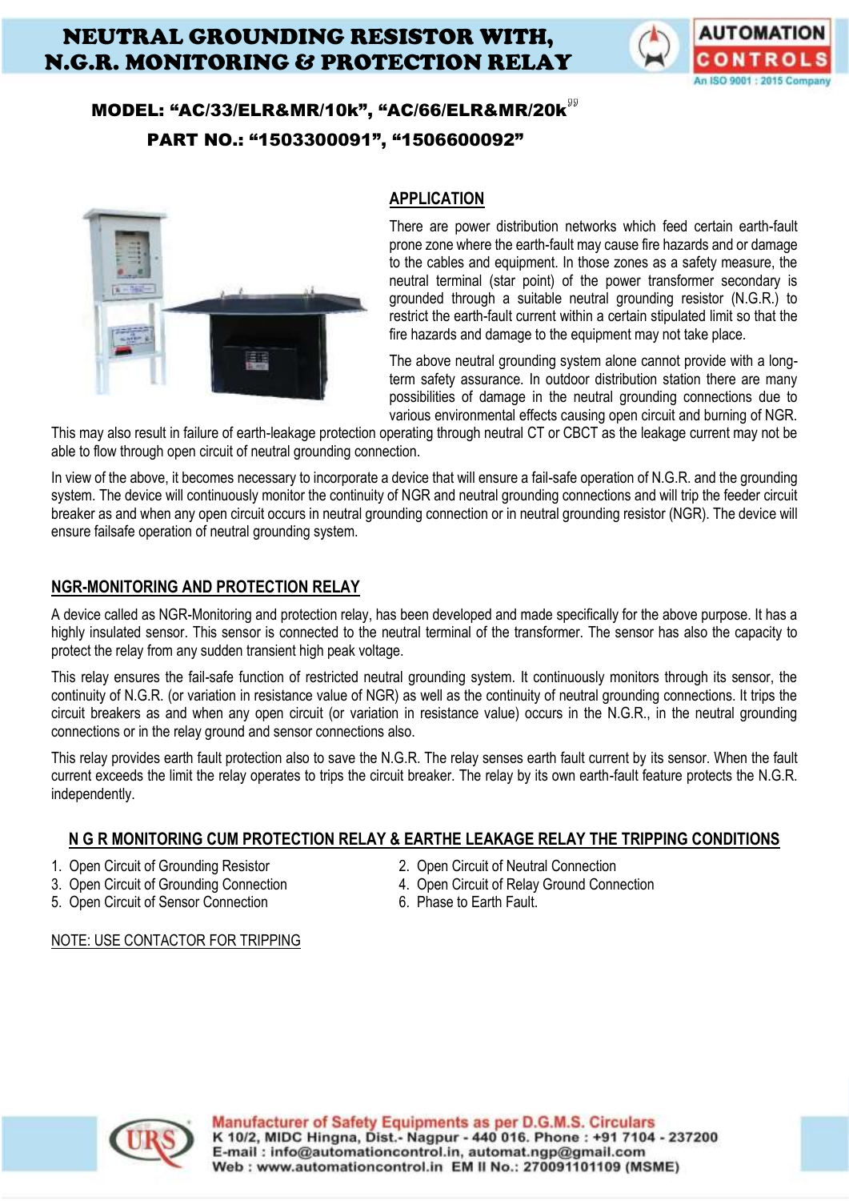# NEUTRAL GROUNDING RESISTOR WITH, N.G.R. MONITORING & PROTECTION RELAY

**MODEL: "AC/33/ELR&MR/10k", "AC/66/ELR&MR/20k"**

**PART NO.: "1503300091", "1506600092"**

## APPLICATION

There are power distribution networks which feed certain earth-fault prone zone where the earth-fault may cause fire hazards and or damage to the cables and equipment. In those zones as a safety measure, the neutral terminal (star point) of the power transformer secondary is grounded through a suitable neutral grounding resistor (N.G.R.) to restrict the earth-fault current within a certain stipulated limit so that the fire hazards and damage to the equipment may not take place.

The above neutral grounding system alone cannot provide with a long-term safety assurance. In outdoor distribution station there are many possibilities of damage in the neutral grounding connections due to various environmental effects causing open circuit and burning of NGR. This may also result in failure of earth-leakage protection operating through neutral CT or CBCT as the leakage current may not be able to flow through open circuit of neutral grounding connection.

In view of the above, it becomes necessary to incorporate a device that will ensure a fail-safe operation of N.G.R. and the grounding system. The device will continuously monitor the continuity of NGR and neutral grounding connections and will trip the feeder circuit breaker as and when any open circuit occurs in neutral grounding connection or in neutral grounding resistor (NGR). The device will ensure failsafe operation of neutral grounding system.

## NGR-MONITORING AND PROTECTION RELAY

A device called as NGR-Monitoring and protection relay, has been developed and made specifically for the above purpose. It has a highly insulated sensor. This sensor is connected to the neutral terminal of the transformer. The sensor has also the capacity to protect the relay from any sudden transient high peak voltage.

This relay ensures the fail-safe function of restricted neutral grounding system. It continuously monitors through its sensor, the continuity of N.G.R. (or variation in resistance value of NGR) as well as the continuity of neutral grounding connections. It trips the circuit breakers as and when any open circuit (or variation in resistance value) occurs in the N.G.R., in the neutral grounding connections or in the relay ground and sensor connections also.

This relay provides earth fault protection also to save the N.G.R. The relay senses earth fault current by its sensor. When the fault current exceeds the limit the relay operates to trips the circuit breaker. The relay by its own earth-fault feature protects the N.G.R. independently.

## N G R MONITORING CUM PROTECTION RELAY & EARTHE LEAKAGE RELAY THE TRIPPING CONDITIONS

1. Open Circuit of Grounding Resistor
2. Open Circuit of Neutral Connection
3. Open Circuit of Grounding Connection
4. Open Circuit of Relay Ground Connection
5. Open Circuit of Sensor Connection
6. Phase to Earth Fault.

NOTE: USE CONTACTOR FOR TRIPPING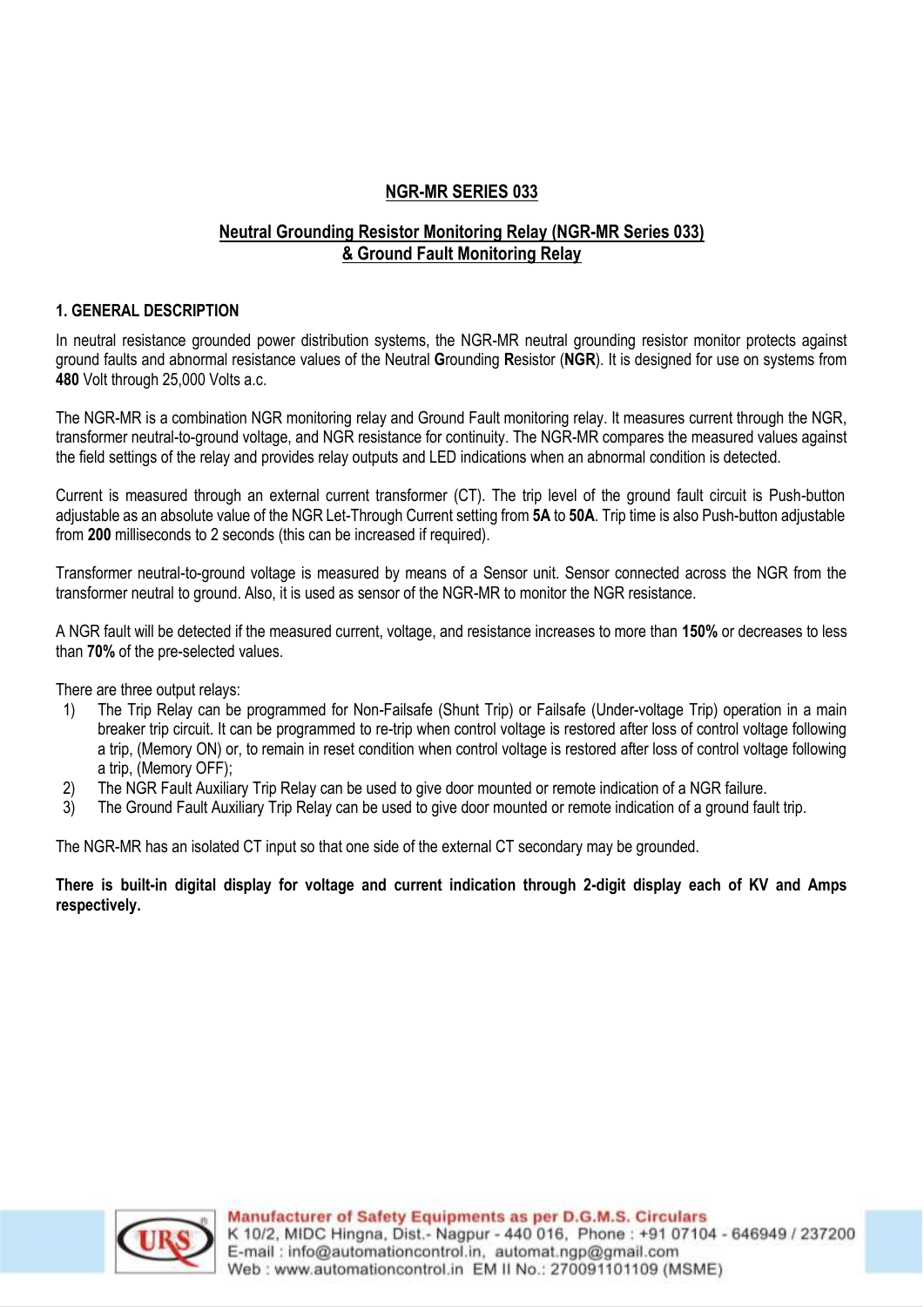## NGR-MR SERIES 033

### Neutral Grounding Resistor Monitoring Relay (NGR-MR Series 033) & Ground Fault Monitoring Relay

### 1. GENERAL DESCRIPTION

In neutral resistance grounded power distribution systems, the NGR-MR neutral grounding resistor monitor protects against ground faults and abnormal resistance values of the Neutral **G**rounding **R**esistor (**NGR**). It is designed for use on systems from **480** Volt through 25,000 Volts a.c.

The NGR-MR is a combination NGR monitoring relay and Ground Fault monitoring relay. It measures current through the NGR, transformer neutral-to-ground voltage, and NGR resistance for continuity. The NGR-MR compares the measured values against the field settings of the relay and provides relay outputs and LED indications when an abnormal condition is detected.

Current is measured through an external current transformer (CT). The trip level of the ground fault circuit is Push-button adjustable as an absolute value of the NGR Let-Through Current setting from **5A** to **50A**. Trip time is also Push-button adjustable from **200** milliseconds to 2 seconds (this can be increased if required).

Transformer neutral-to-ground voltage is measured by means of a Sensor unit. Sensor connected across the NGR from the transformer neutral to ground. Also, it is used as sensor of the NGR-MR to monitor the NGR resistance.

A NGR fault will be detected if the measured current, voltage, and resistance increases to more than **150%** or decreases to less than **70%** of the pre-selected values.

There are three output relays:

1) The Trip Relay can be programmed for Non-Failsafe (Shunt Trip) or Failsafe (Under-voltage Trip) operation in a main breaker trip circuit. It can be programmed to re-trip when control voltage is restored after loss of control voltage following a trip, (Memory ON) or, to remain in reset condition when control voltage is restored after loss of control voltage following a trip, (Memory OFF);
2) The NGR Fault Auxiliary Trip Relay can be used to give door mounted or remote indication of a NGR failure.
3) The Ground Fault Auxiliary Trip Relay can be used to give door mounted or remote indication of a ground fault trip.

The NGR-MR has an isolated CT input so that one side of the external CT secondary may be grounded.

**There is built-in digital display for voltage and current indication through 2-digit display each of KV and Amps respectively.**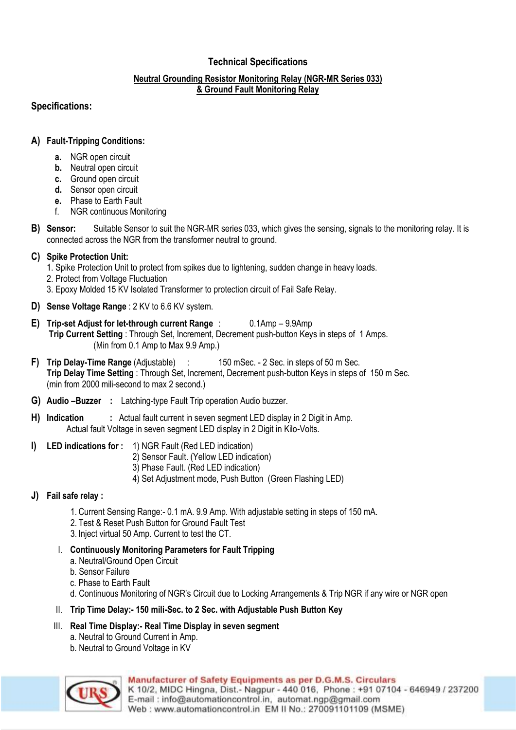## Technical Specifications

**Neutral Grounding Resistor Monitoring Relay (NGR-MR Series 033) & Ground Fault Monitoring Relay**

### Specifications:

**A) Fault-Tripping Conditions:**

- **a.** NGR open circuit
- **b.** Neutral open circuit
- **c.** Ground open circuit
- **d.** Sensor open circuit
- **e.** Phase to Earth Fault
- f. NGR continuous Monitoring

**B) Sensor:** Suitable Sensor to suit the NGR-MR series 033, which gives the sensing, signals to the monitoring relay. It is connected across the NGR from the transformer neutral to ground.

**C) Spike Protection Unit:**
1. Spike Protection Unit to protect from spikes due to lightening, sudden change in heavy loads.
2. Protect from Voltage Fluctuation
3. Epoxy Molded 15 KV Isolated Transformer to protection circuit of Fail Safe Relay.

**D) Sense Voltage Range** : 2 KV to 6.6 KV system.

**E) Trip-set Adjust for let-through current Range** : 0.1Amp – 9.9Amp
**Trip Current Setting** : Through Set, Increment, Decrement push-button Keys in steps of 1 Amps.
(Min from 0.1 Amp to Max 9.9 Amp.)

**F) Trip Delay-Time Range** (Adjustable) : 150 mSec. - 2 Sec. in steps of 50 m Sec.
**Trip Delay Time Setting** : Through Set, Increment, Decrement push-button Keys in steps of 150 m Sec.
(min from 2000 mili-second to max 2 second.)

**G) Audio –Buzzer :** Latching-type Fault Trip operation Audio buzzer.

**H) Indication :** Actual fault current in seven segment LED display in 2 Digit in Amp.
Actual fault Voltage in seven segment LED display in 2 Digit in Kilo-Volts.

**I) LED indications for :**
1) NGR Fault (Red LED indication)
2) Sensor Fault. (Yellow LED indication)
3) Phase Fault. (Red LED indication)
4) Set Adjustment mode, Push Button (Green Flashing LED)

**J) Fail safe relay :**

1. Current Sensing Range:- 0.1 mA. 9.9 Amp. With adjustable setting in steps of 150 mA.
2. Test & Reset Push Button for Ground Fault Test
3. Inject virtual 50 Amp. Current to test the CT.

I. **Continuously Monitoring Parameters for Fault Tripping**
   - a. Neutral/Ground Open Circuit
   - b. Sensor Failure
   - c. Phase to Earth Fault
   - d. Continuous Monitoring of NGR's Circuit due to Locking Arrangements & Trip NGR if any wire or NGR open

II. **Trip Time Delay:- 150 mili-Sec. to 2 Sec. with Adjustable Push Button Key**

III. **Real Time Display:- Real Time Display in seven segment**
   - a. Neutral to Ground Current in Amp.
   - b. Neutral to Ground Voltage in KV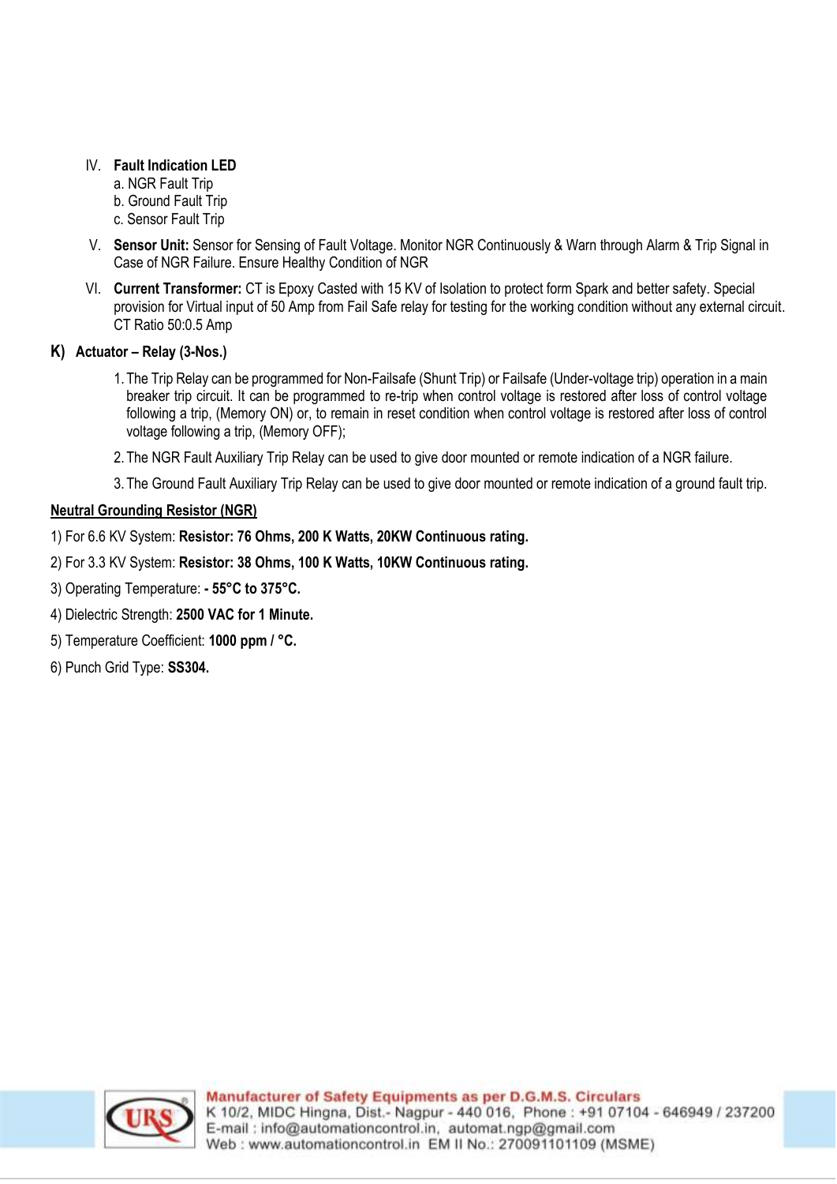IV. **Fault Indication LED**
  a. NGR Fault Trip
  b. Ground Fault Trip
  c. Sensor Fault Trip

V. **Sensor Unit:** Sensor for Sensing of Fault Voltage. Monitor NGR Continuously & Warn through Alarm & Trip Signal in Case of NGR Failure. Ensure Healthy Condition of NGR

VI. **Current Transformer:** CT is Epoxy Casted with 15 KV of Isolation to protect form Spark and better safety. Special provision for Virtual input of 50 Amp from Fail Safe relay for testing for the working condition without any external circuit. CT Ratio 50:0.5 Amp

### K) Actuator – Relay (3-Nos.)

1. The Trip Relay can be programmed for Non-Failsafe (Shunt Trip) or Failsafe (Under-voltage trip) operation in a main breaker trip circuit. It can be programmed to re-trip when control voltage is restored after loss of control voltage following a trip, (Memory ON) or, to remain in reset condition when control voltage is restored after loss of control voltage following a trip, (Memory OFF);
2. The NGR Fault Auxiliary Trip Relay can be used to give door mounted or remote indication of a NGR failure.
3. The Ground Fault Auxiliary Trip Relay can be used to give door mounted or remote indication of a ground fault trip.

**Neutral Grounding Resistor (NGR)**

1) For 6.6 KV System: **Resistor: 76 Ohms, 200 K Watts, 20KW Continuous rating.**

2) For 3.3 KV System: **Resistor: 38 Ohms, 100 K Watts, 10KW Continuous rating.**

3) Operating Temperature: **- 55°C to 375°C.**

4) Dielectric Strength: **2500 VAC for 1 Minute.**

5) Temperature Coefficient: **1000 ppm / °C.**

6) Punch Grid Type: **SS304.**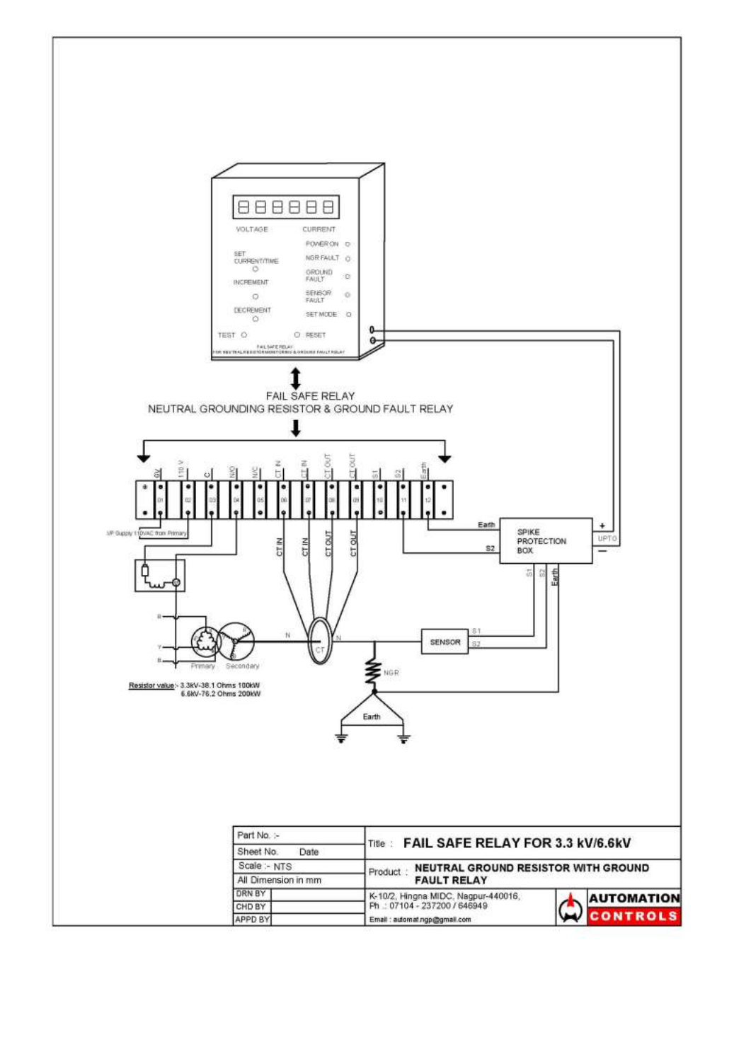888888

VOLTAGE
CURRENT

POWER ON
NGR FAULT
GROUND FAULT
SENSOR FAULT
SET MODE

SET CURRENT/TIME
INCREMENT
DECREMENT

TEST
RESET

FAIL SAFE RELAY
FOR NEUTRAL RESISTOR MONITORING & GROUND FAULT RELAY

FAIL SAFE RELAY
NEUTRAL GROUNDING RESISTOR & GROUND FAULT RELAY

0V
110 V
C
N/O
N/C
CT IN
CT IN
CT OUT
CT OUT
S1
S2
Earth

01 02 03 04 05 06 07 08 09 10 11 12

I/P Supply 110VAC from Primary

CT IN
CT IN
CT OUT
CT OUT

Earth
S2
SPIKE PROTECTION BOX
UPTO
\+
—
S1
S2
Earth

SENSOR
S1
S2

R
Y
B
Primary
Secondary
N
CT
N
NGR
Earth

Resistor value:- 3.3kV-38.1 Ohms 100kW
6.6kV-76.2 Ohms 200kW

| | |
|---|---|
| Part No. :- | Title : **FAIL SAFE RELAY FOR 3.3 kV/6.6kV** |
| Sheet No. Date | |
| Scale :- NTS | Product : **NEUTRAL GROUND RESISTOR WITH GROUND FAULT RELAY** |
| All Dimension in mm | |
| DRN BY | K-10/2, Hingna MIDC, Nagpur-440016, Ph .: 07104 - 237200 / 646949 |
| CHD BY | |
| APPD BY | Email : automat.ngp@gmail.com |

**AUTOMATION CONTROLS**